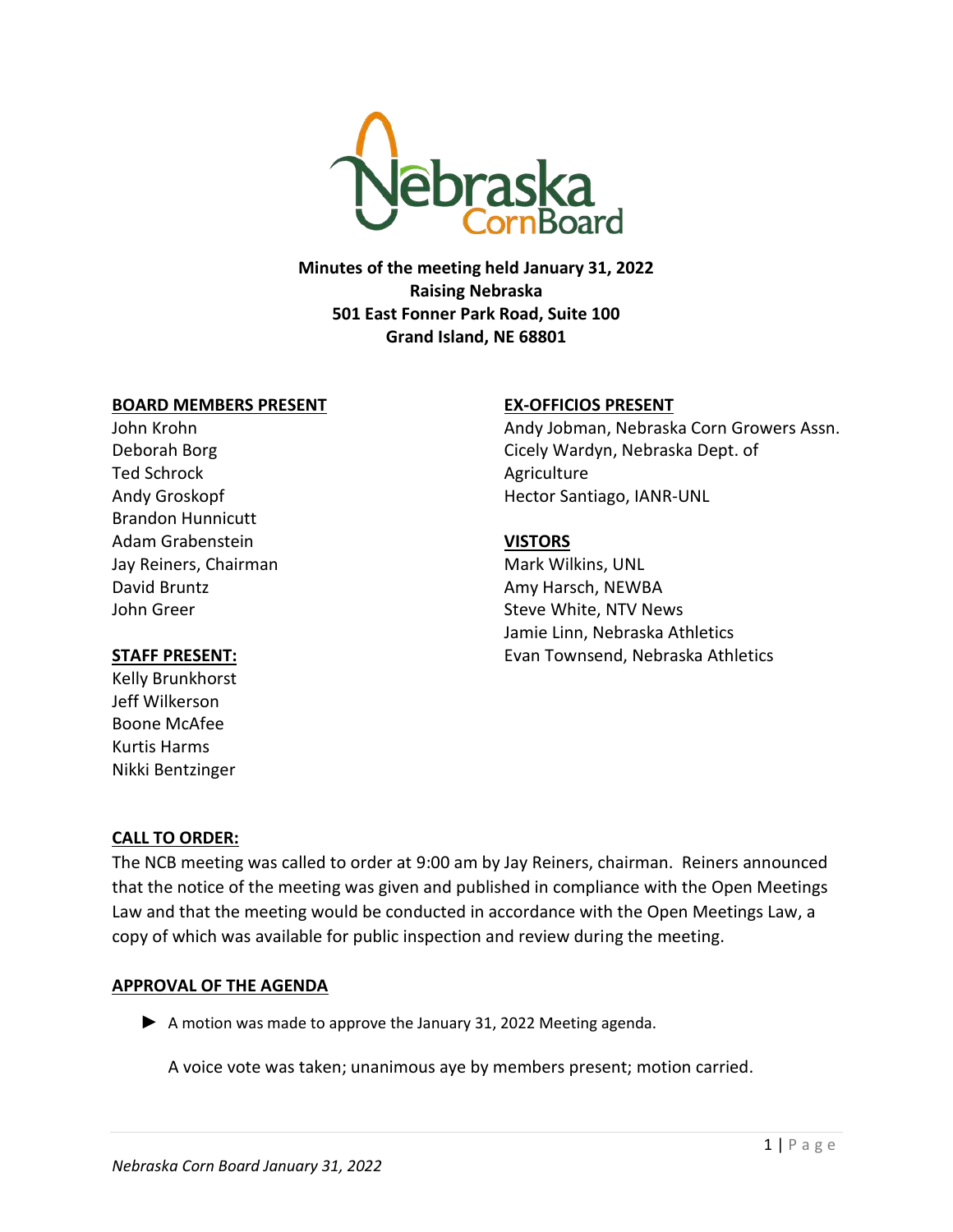Nebraska CornBoard

**Minutes of the meeting held January 31, 2022**
**Raising Nebraska**
**501 East Fonner Park Road, Suite 100**
**Grand Island, NE 68801**

**BOARD MEMBERS PRESENT**

John Krohn
Deborah Borg
Ted Schrock
Andy Groskopf
Brandon Hunnicutt
Adam Grabenstein
Jay Reiners, Chairman
David Bruntz
John Greer

**STAFF PRESENT:**

Kelly Brunkhorst
Jeff Wilkerson
Boone McAfee
Kurtis Harms
Nikki Bentzinger

**EX-OFFICIOS PRESENT**

Andy Jobman, Nebraska Corn Growers Assn.
Cicely Wardyn, Nebraska Dept. of Agriculture
Hector Santiago, IANR-UNL

**VISTORS**

Mark Wilkins, UNL
Amy Harsch, NEWBA
Steve White, NTV News
Jamie Linn, Nebraska Athletics
Evan Townsend, Nebraska Athletics

**CALL TO ORDER:**

The NCB meeting was called to order at 9:00 am by Jay Reiners, chairman. Reiners announced that the notice of the meeting was given and published in compliance with the Open Meetings Law and that the meeting would be conducted in accordance with the Open Meetings Law, a copy of which was available for public inspection and review during the meeting.

**APPROVAL OF THE AGENDA**

► A motion was made to approve the January 31, 2022 Meeting agenda.

A voice vote was taken; unanimous aye by members present; motion carried.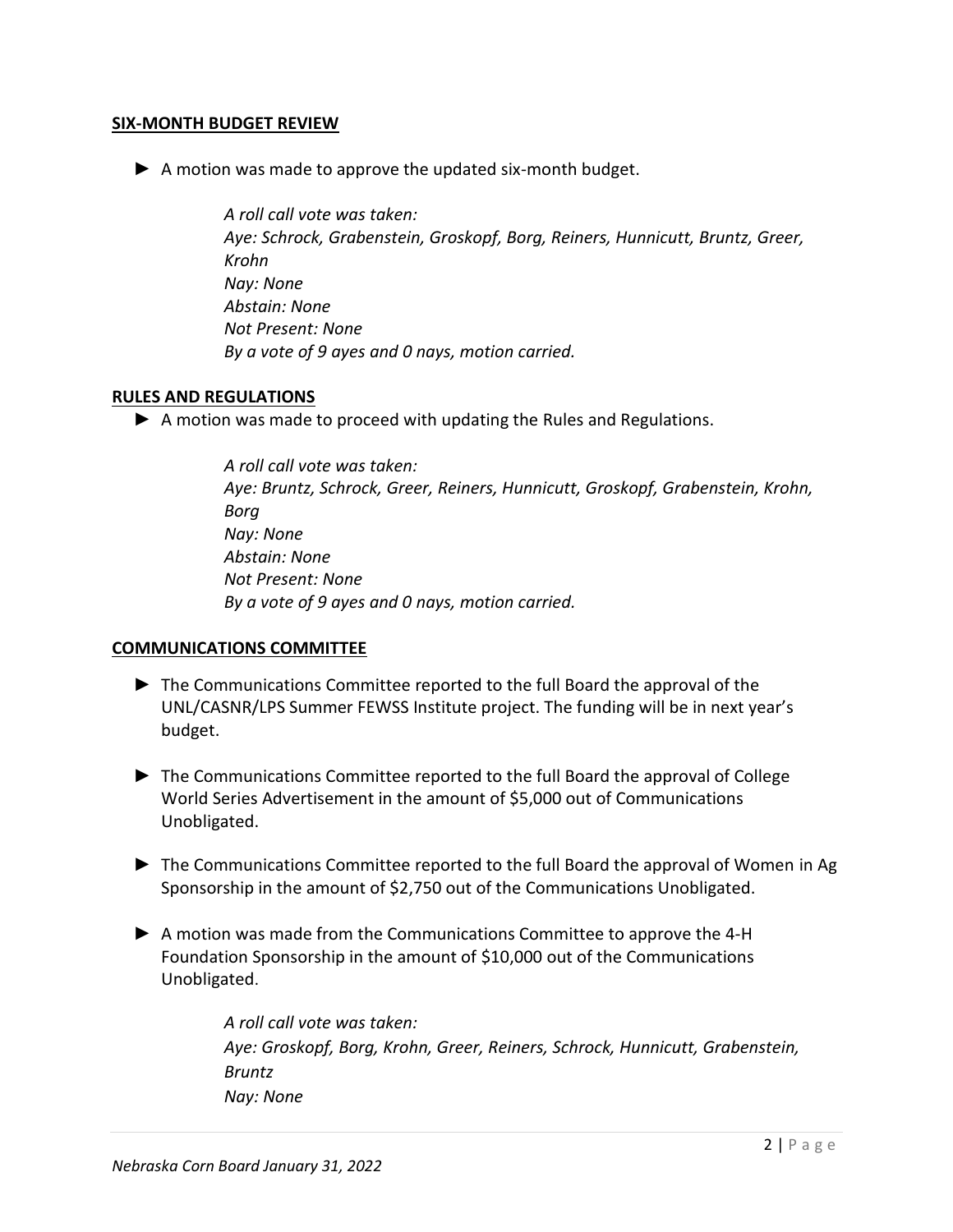## SIX-MONTH BUDGET REVIEW

► A motion was made to approve the updated six-month budget.

> *A roll call vote was taken:*
> *Aye: Schrock, Grabenstein, Groskopf, Borg, Reiners, Hunnicutt, Bruntz, Greer, Krohn*
> *Nay: None*
> *Abstain: None*
> *Not Present: None*
> *By a vote of 9 ayes and 0 nays, motion carried.*

## RULES AND REGULATIONS

► A motion was made to proceed with updating the Rules and Regulations.

> *A roll call vote was taken:*
> *Aye: Bruntz, Schrock, Greer, Reiners, Hunnicutt, Groskopf, Grabenstein, Krohn, Borg*
> *Nay: None*
> *Abstain: None*
> *Not Present: None*
> *By a vote of 9 ayes and 0 nays, motion carried.*

## COMMUNICATIONS COMMITTEE

► The Communications Committee reported to the full Board the approval of the UNL/CASNR/LPS Summer FEWSS Institute project. The funding will be in next year's budget.

► The Communications Committee reported to the full Board the approval of College World Series Advertisement in the amount of $5,000 out of Communications Unobligated.

► The Communications Committee reported to the full Board the approval of Women in Ag Sponsorship in the amount of $2,750 out of the Communications Unobligated.

► A motion was made from the Communications Committee to approve the 4-H Foundation Sponsorship in the amount of $10,000 out of the Communications Unobligated.

> *A roll call vote was taken:*
> *Aye: Groskopf, Borg, Krohn, Greer, Reiners, Schrock, Hunnicutt, Grabenstein, Bruntz*
> *Nay: None*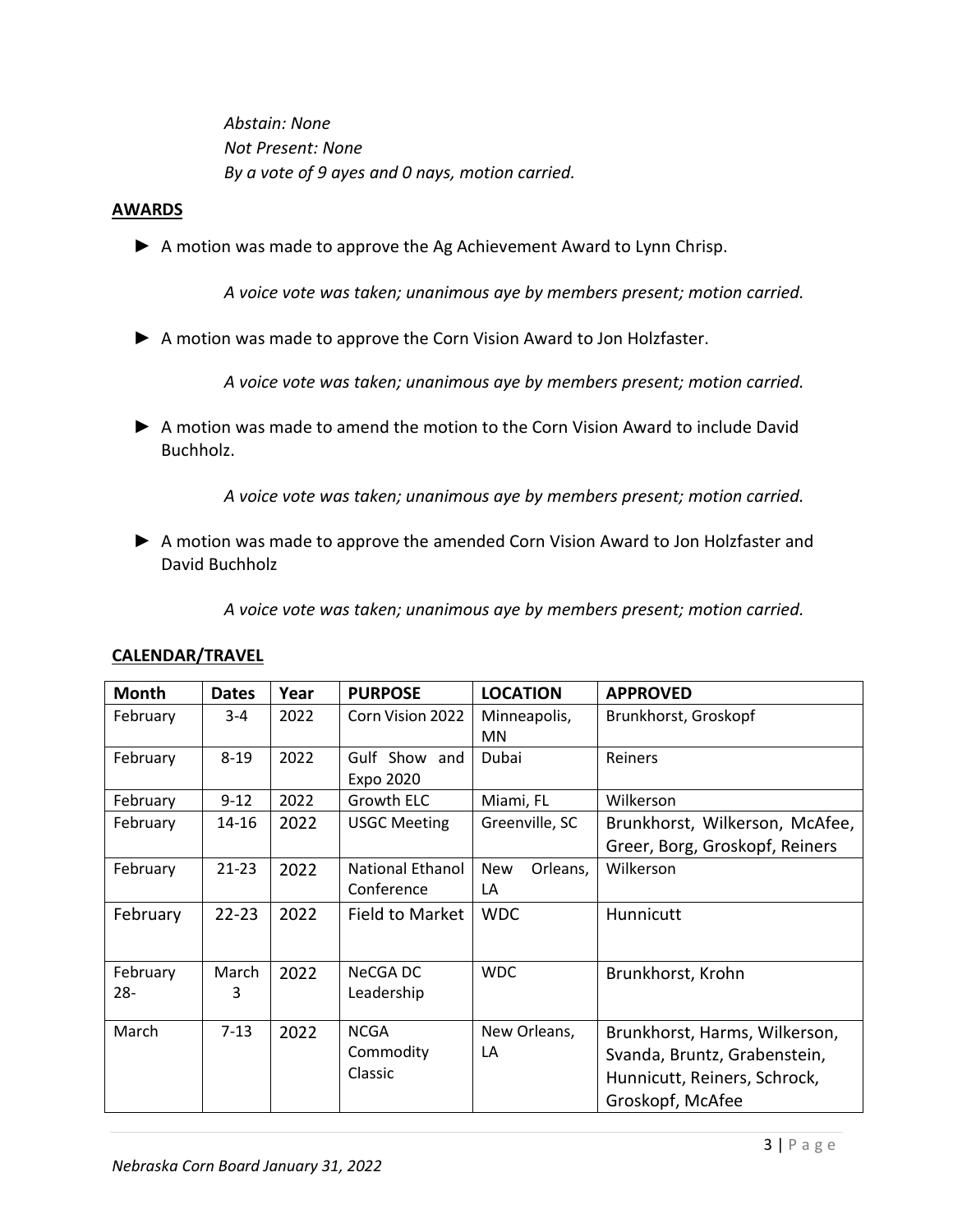*Abstain: None*
*Not Present: None*
*By a vote of 9 ayes and 0 nays, motion carried.*

## AWARDS

► A motion was made to approve the Ag Achievement Award to Lynn Chrisp.

*A voice vote was taken; unanimous aye by members present; motion carried.*

► A motion was made to approve the Corn Vision Award to Jon Holzfaster.

*A voice vote was taken; unanimous aye by members present; motion carried.*

► A motion was made to amend the motion to the Corn Vision Award to include David Buchholz.

*A voice vote was taken; unanimous aye by members present; motion carried.*

► A motion was made to approve the amended Corn Vision Award to Jon Holzfaster and David Buchholz

*A voice vote was taken; unanimous aye by members present; motion carried.*

## CALENDAR/TRAVEL

| Month | Dates | Year | PURPOSE | LOCATION | APPROVED |
|---|---|---|---|---|---|
| February | 3-4 | 2022 | Corn Vision 2022 | Minneapolis, MN | Brunkhorst, Groskopf |
| February | 8-19 | 2022 | Gulf Show and Expo 2020 | Dubai | Reiners |
| February | 9-12 | 2022 | Growth ELC | Miami, FL | Wilkerson |
| February | 14-16 | 2022 | USGC Meeting | Greenville, SC | Brunkhorst, Wilkerson, McAfee, Greer, Borg, Groskopf, Reiners |
| February | 21-23 | 2022 | National Ethanol Conference | New Orleans, LA | Wilkerson |
| February | 22-23 | 2022 | Field to Market | WDC | Hunnicutt |
| February 28- | March 3 | 2022 | NeCGA DC Leadership | WDC | Brunkhorst, Krohn |
| March | 7-13 | 2022 | NCGA Commodity Classic | New Orleans, LA | Brunkhorst, Harms, Wilkerson, Svanda, Bruntz, Grabenstein, Hunnicutt, Reiners, Schrock, Groskopf, McAfee |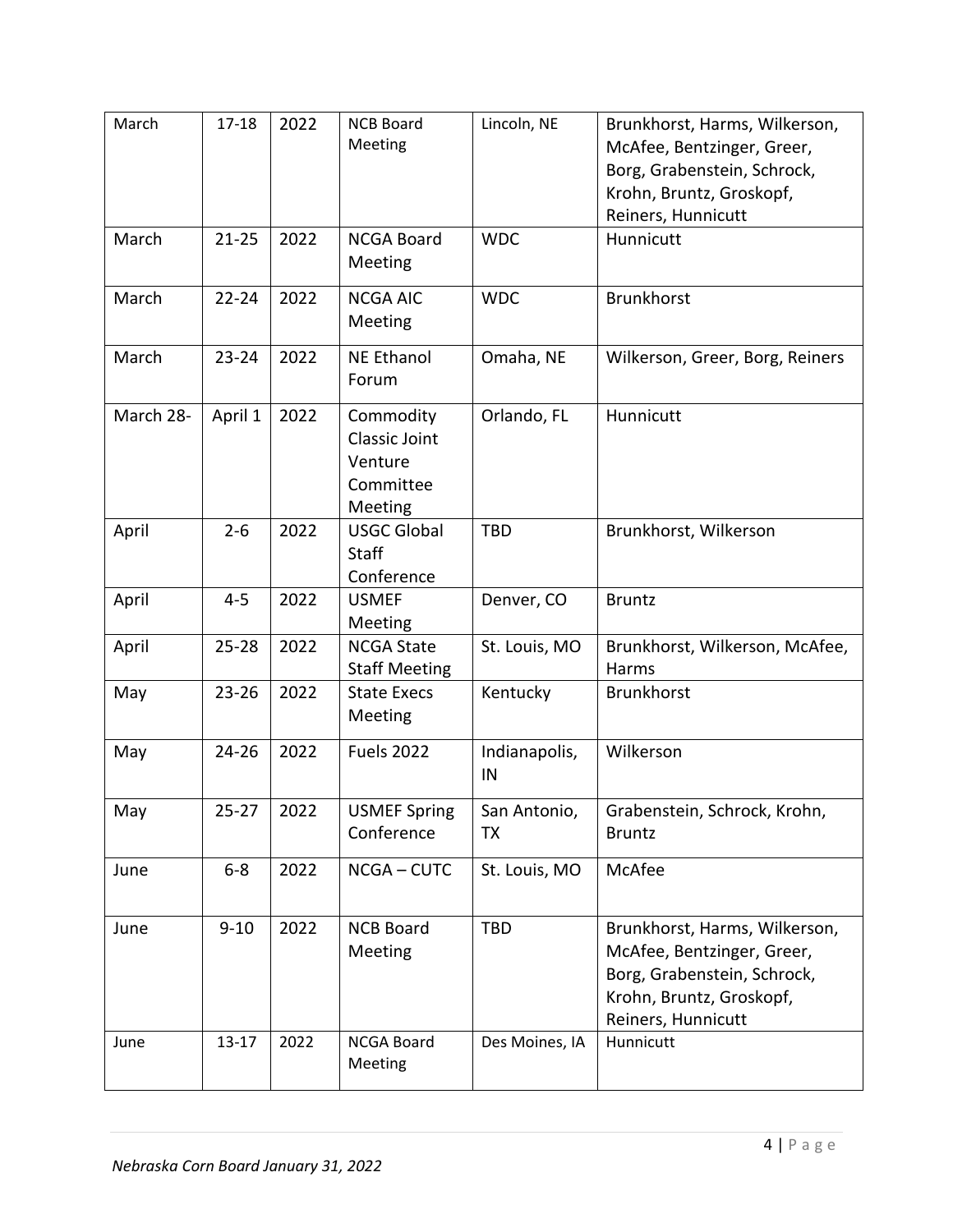| March | 17-18 | 2022 | NCB Board Meeting | Lincoln, NE | Brunkhorst, Harms, Wilkerson, McAfee, Bentzinger, Greer, Borg, Grabenstein, Schrock, Krohn, Bruntz, Groskopf, Reiners, Hunnicutt |
|---|---|---|---|---|---|
| March | 21-25 | 2022 | NCGA Board Meeting | WDC | Hunnicutt |
| March | 22-24 | 2022 | NCGA AIC Meeting | WDC | Brunkhorst |
| March | 23-24 | 2022 | NE Ethanol Forum | Omaha, NE | Wilkerson, Greer, Borg, Reiners |
| March 28- | April 1 | 2022 | Commodity Classic Joint Venture Committee Meeting | Orlando, FL | Hunnicutt |
| April | 2-6 | 2022 | USGC Global Staff Conference | TBD | Brunkhorst, Wilkerson |
| April | 4-5 | 2022 | USMEF Meeting | Denver, CO | Bruntz |
| April | 25-28 | 2022 | NCGA State Staff Meeting | St. Louis, MO | Brunkhorst, Wilkerson, McAfee, Harms |
| May | 23-26 | 2022 | State Execs Meeting | Kentucky | Brunkhorst |
| May | 24-26 | 2022 | Fuels 2022 | Indianapolis, IN | Wilkerson |
| May | 25-27 | 2022 | USMEF Spring Conference | San Antonio, TX | Grabenstein, Schrock, Krohn, Bruntz |
| June | 6-8 | 2022 | NCGA – CUTC | St. Louis, MO | McAfee |
| June | 9-10 | 2022 | NCB Board Meeting | TBD | Brunkhorst, Harms, Wilkerson, McAfee, Bentzinger, Greer, Borg, Grabenstein, Schrock, Krohn, Bruntz, Groskopf, Reiners, Hunnicutt |
| June | 13-17 | 2022 | NCGA Board Meeting | Des Moines, IA | Hunnicutt |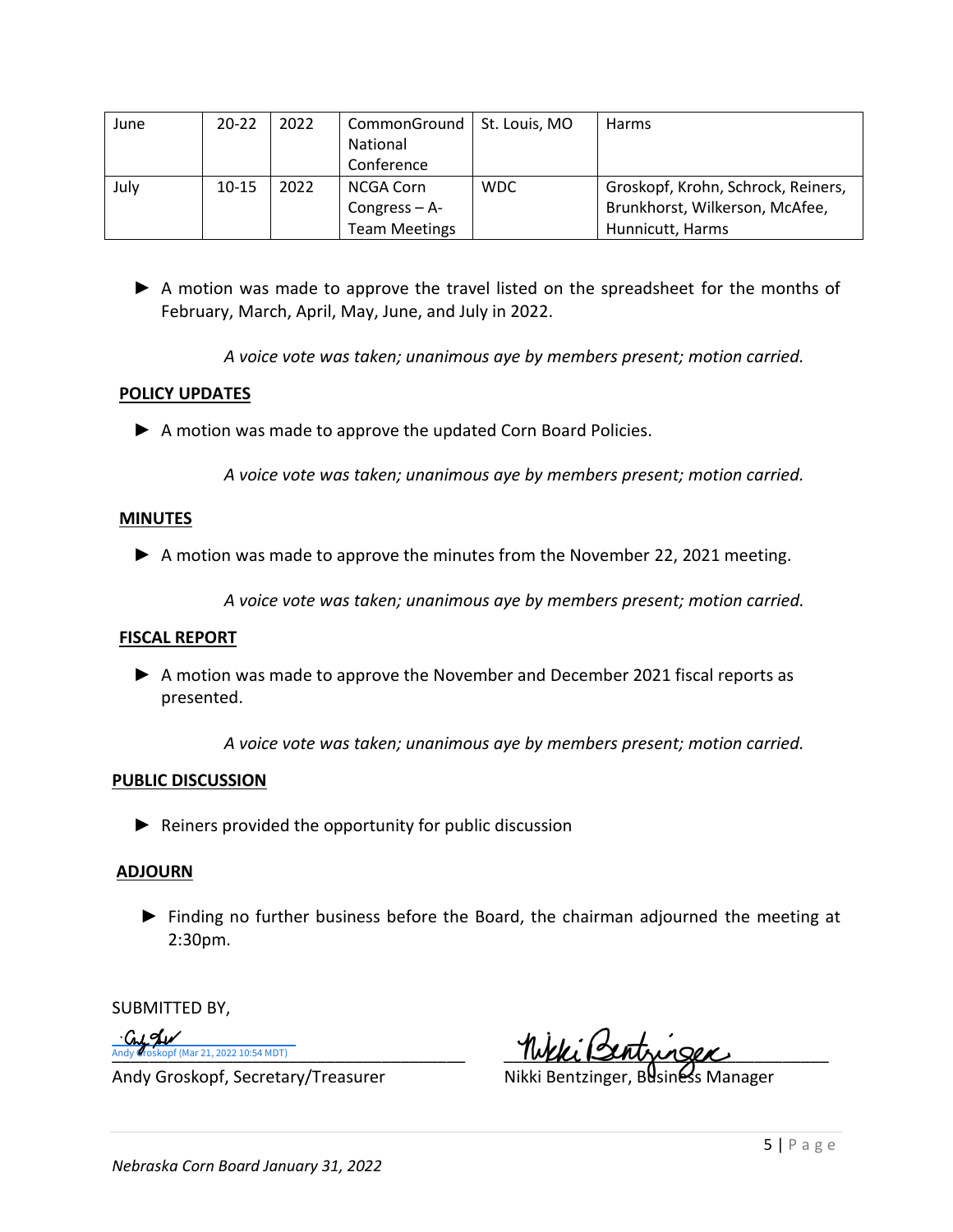| June | 20-22 | 2022 | CommonGround National Conference | St. Louis, MO | Harms |
|---|---|---|---|---|---|
| July | 10-15 | 2022 | NCGA Corn Congress – A-Team Meetings | WDC | Groskopf, Krohn, Schrock, Reiners, Brunkhorst, Wilkerson, McAfee, Hunnicutt, Harms |

► A motion was made to approve the travel listed on the spreadsheet for the months of February, March, April, May, June, and July in 2022.

*A voice vote was taken; unanimous aye by members present; motion carried.*

**POLICY UPDATES**

► A motion was made to approve the updated Corn Board Policies.

*A voice vote was taken; unanimous aye by members present; motion carried.*

**MINUTES**

► A motion was made to approve the minutes from the November 22, 2021 meeting.

*A voice vote was taken; unanimous aye by members present; motion carried.*

**FISCAL REPORT**

► A motion was made to approve the November and December 2021 fiscal reports as presented.

*A voice vote was taken; unanimous aye by members present; motion carried.*

**PUBLIC DISCUSSION**

► Reiners provided the opportunity for public discussion

**ADJOURN**

► Finding no further business before the Board, the chairman adjourned the meeting at 2:30pm.

SUBMITTED BY,

Andy Groskopf (Mar 21, 2022 10:54 MDT)

Andy Groskopf, Secretary/Treasurer

Nikki Bentzinger, Business Manager

*Nebraska Corn Board January 31, 2022*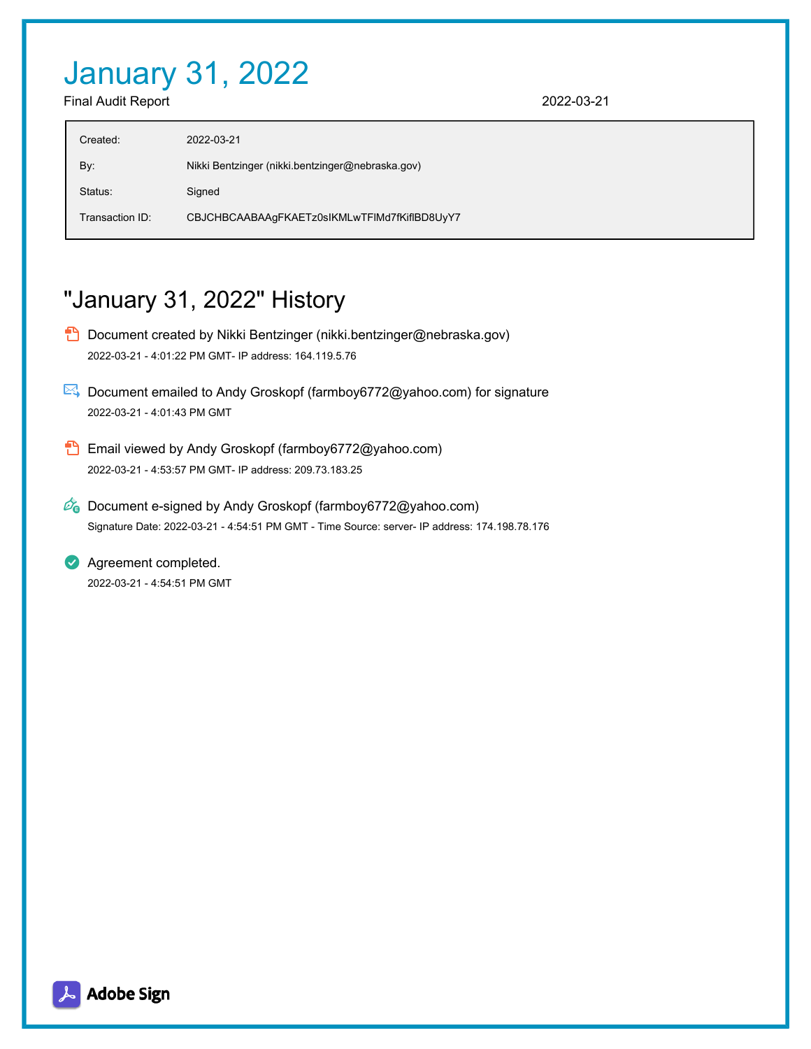# January 31, 2022

Final Audit Report 2022-03-21

| | |
|---|---|
| Created: | 2022-03-21 |
| By: | Nikki Bentzinger (nikki.bentzinger@nebraska.gov) |
| Status: | Signed |
| Transaction ID: | CBJCHBCAABAAgFKAETz0sIKMLwTFlMd7fKiflBD8UyY7 |

## "January 31, 2022" History

- Document created by Nikki Bentzinger (nikki.bentzinger@nebraska.gov)
  2022-03-21 - 4:01:22 PM GMT- IP address: 164.119.5.76

- Document emailed to Andy Groskopf (farmboy6772@yahoo.com) for signature
  2022-03-21 - 4:01:43 PM GMT

- Email viewed by Andy Groskopf (farmboy6772@yahoo.com)
  2022-03-21 - 4:53:57 PM GMT- IP address: 209.73.183.25

- Document e-signed by Andy Groskopf (farmboy6772@yahoo.com)
  Signature Date: 2022-03-21 - 4:54:51 PM GMT - Time Source: server- IP address: 174.198.78.176

- Agreement completed.
  2022-03-21 - 4:54:51 PM GMT

Adobe Sign